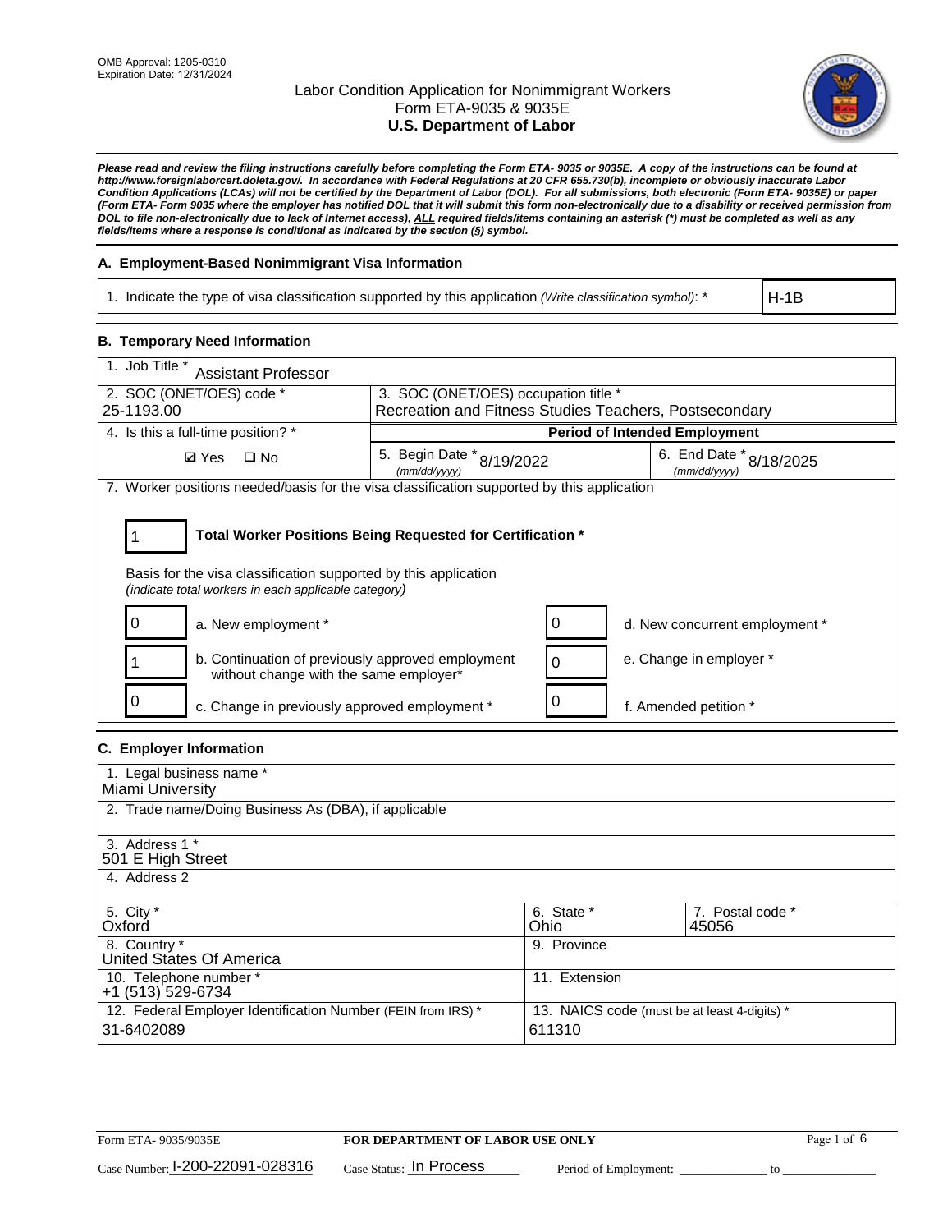OMB Approval: 1205-0310
Expiration Date: 12/31/2024

# Labor Condition Application for Nonimmigrant Workers
## Form ETA-9035 & 9035E
## U.S. Department of Labor

***Please read and review the filing instructions carefully before completing the Form ETA- 9035 or 9035E. A copy of the instructions can be found at http://www.foreignlaborcert.doleta.gov/. In accordance with Federal Regulations at 20 CFR 655.730(b), incomplete or obviously inaccurate Labor Condition Applications (LCAs) will not be certified by the Department of Labor (DOL). For all submissions, both electronic (Form ETA- 9035E) or paper (Form ETA- Form 9035 where the employer has notified DOL that it will submit this form non-electronically due to a disability or received permission from DOL to file non-electronically due to lack of Internet access), ALL required fields/items containing an asterisk (*) must be completed as well as any fields/items where a response is conditional as indicated by the section (§) symbol.***

### A. Employment-Based Nonimmigrant Visa Information

| 1. Indicate the type of visa classification supported by this application *(Write classification symbol)*: * | H-1B |
|---|---|

### B. Temporary Need Information

| 1. Job Title * Assistant Professor | | |
|---|---|---|
| 2. SOC (ONET/OES) code * 25-1193.00 | 3. SOC (ONET/OES) occupation title * Recreation and Fitness Studies Teachers, Postsecondary | |
| 4. Is this a full-time position? * | **Period of Intended Employment** | |
| ☑ Yes ☐ No | 5. Begin Date * *(mm/dd/yyyy)* 8/19/2022 | 6. End Date * *(mm/dd/yyyy)* 8/18/2025 |

7. Worker positions needed/basis for the visa classification supported by this application

**1** — **Total Worker Positions Being Requested for Certification ***

Basis for the visa classification supported by this application
*(indicate total workers in each applicable category)*

| | | | |
|---|---|---|---|
| 0 | a. New employment * | 0 | d. New concurrent employment * |
| 1 | b. Continuation of previously approved employment without change with the same employer* | 0 | e. Change in employer * |
| 0 | c. Change in previously approved employment * | 0 | f. Amended petition * |

### C. Employer Information

| | | |
|---|---|---|
| 1. Legal business name * Miami University | | |
| 2. Trade name/Doing Business As (DBA), if applicable | | |
| 3. Address 1 * 501 E High Street | | |
| 4. Address 2 | | |
| 5. City * Oxford | 6. State * Ohio | 7. Postal code * 45056 |
| 8. Country * United States Of America | 9. Province | |
| 10. Telephone number * +1 (513) 529-6734 | 11. Extension | |
| 12. Federal Employer Identification Number (FEIN from IRS) * 31-6402089 | 13. NAICS code (must be at least 4-digits) * 611310 | |

Form ETA- 9035/9035E — **FOR DEPARTMENT OF LABOR USE ONLY**

Case Number: I-200-22091-028316 Case Status: In Process Period of Employment: _____________ to _____________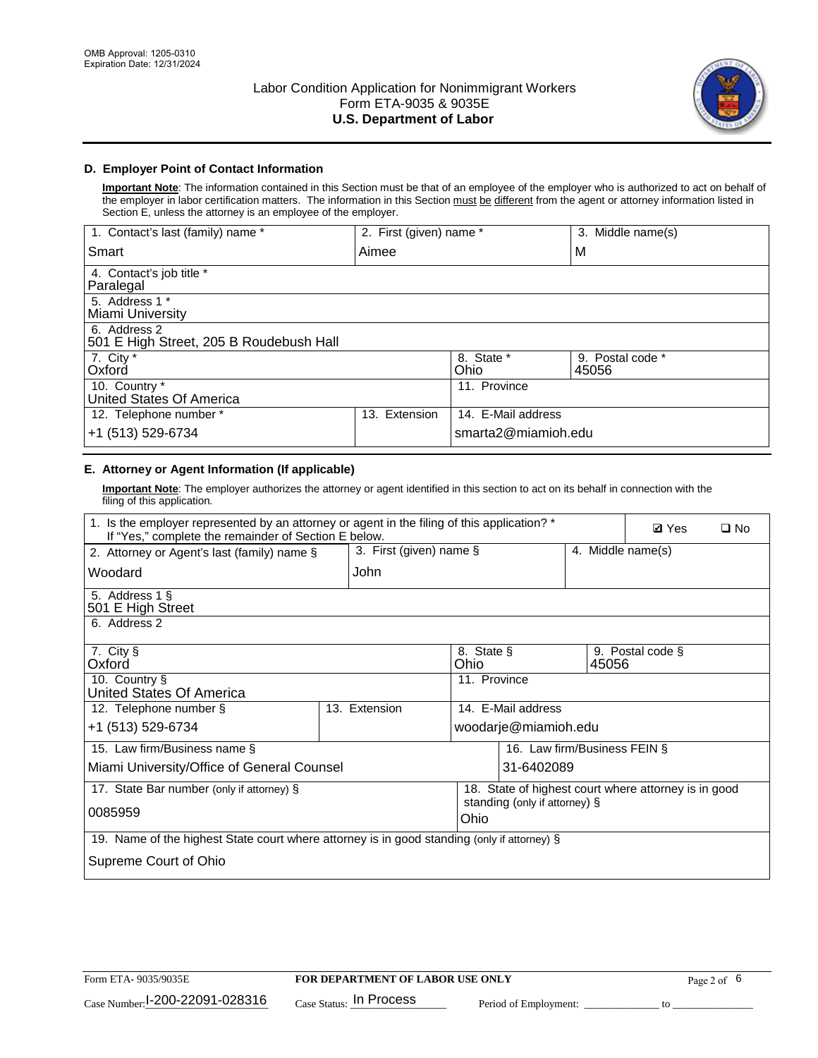OMB Approval: 1205-0310
Expiration Date: 12/31/2024

# Labor Condition Application for Nonimmigrant Workers
## Form ETA-9035 & 9035E
## U.S. Department of Labor

### D. Employer Point of Contact Information

**Important Note**: The information contained in this Section must be that of an employee of the employer who is authorized to act on behalf of the employer in labor certification matters. The information in this Section must be different from the agent or attorney information listed in Section E, unless the attorney is an employee of the employer.

| 1. Contact's last (family) name * | 2. First (given) name * | 3. Middle name(s) |
|---|---|---|
| Smart | Aimee | M |
| 4. Contact's job title * Paralegal | | |
| 5. Address 1 * Miami University | | |
| 6. Address 2 501 E High Street, 205 B Roudebush Hall | | |
| 7. City * Oxford | 8. State * Ohio | 9. Postal code * 45056 |
| 10. Country * United States Of America | 11. Province | |
| 12. Telephone number * +1 (513) 529-6734 | 13. Extension | 14. E-Mail address smarta2@miamioh.edu |

### E. Attorney or Agent Information (If applicable)

**Important Note**: The employer authorizes the attorney or agent identified in this section to act on its behalf in connection with the filing of this application.

| 1. Is the employer represented by an attorney or agent in the filing of this application? * If "Yes," complete the remainder of Section E below. | | ☑ Yes ❑ No |
|---|---|---|
| 2. Attorney or Agent's last (family) name § Woodard | 3. First (given) name § John | 4. Middle name(s) |
| 5. Address 1 § 501 E High Street | | |
| 6. Address 2 | | |
| 7. City § Oxford | 8. State § Ohio | 9. Postal code § 45056 |
| 10. Country § United States Of America | 11. Province | |
| 12. Telephone number § +1 (513) 529-6734 | 13. Extension | 14. E-Mail address woodarje@miamioh.edu |
| 15. Law firm/Business name § Miami University/Office of General Counsel | | 16. Law firm/Business FEIN § 31-6402089 |
| 17. State Bar number (only if attorney) § 0085959 | | 18. State of highest court where attorney is in good standing (only if attorney) § Ohio |
| 19. Name of the highest State court where attorney is in good standing (only if attorney) § Supreme Court of Ohio | | |

Form ETA- 9035/9035E | **FOR DEPARTMENT OF LABOR USE ONLY**

Case Number: I-200-22091-028316 Case Status: In Process Period of Employment: _____________ to _______________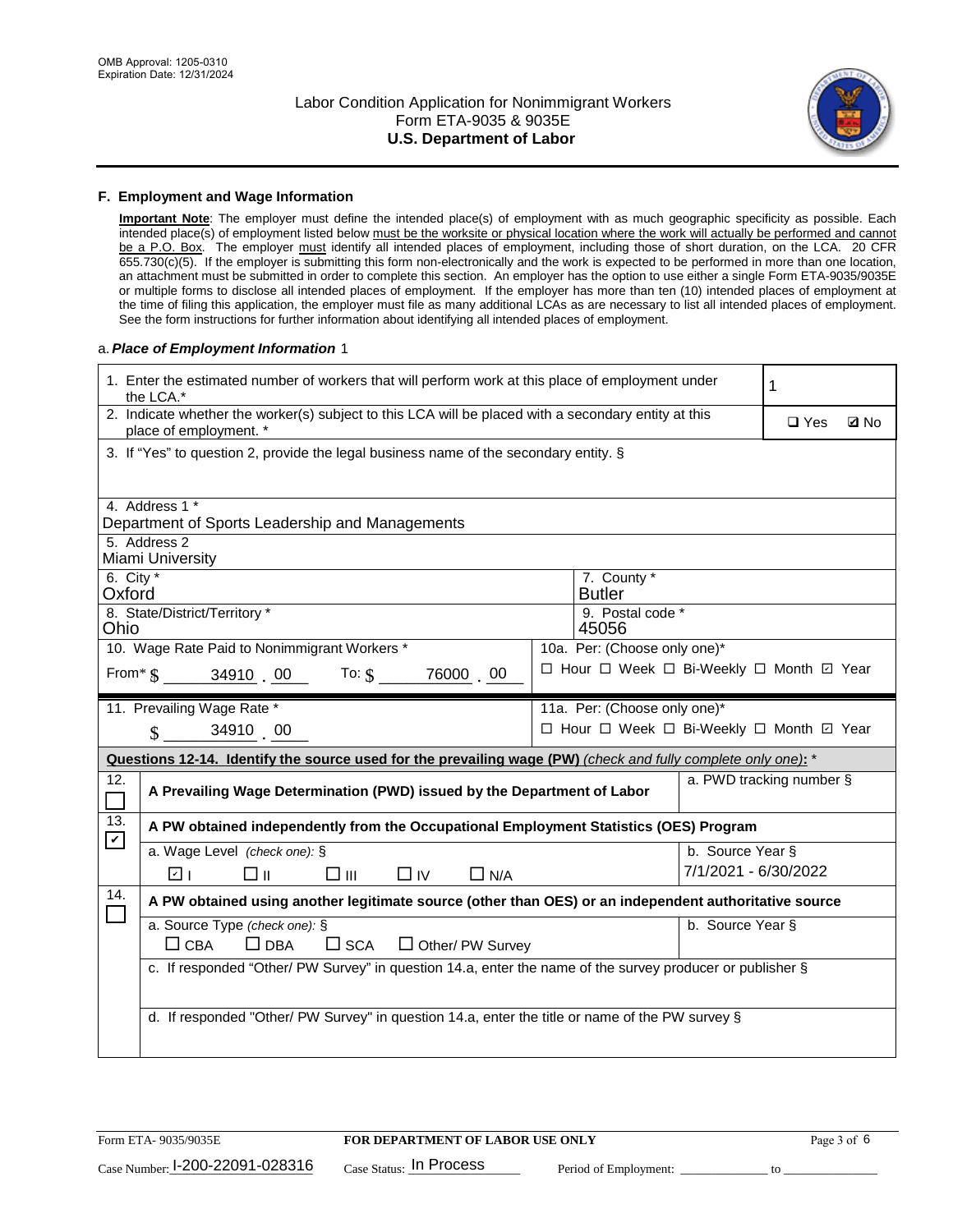## F. Employment and Wage Information

**Important Note**: The employer must define the intended place(s) of employment with as much geographic specificity as possible. Each intended place(s) of employment listed below must be the worksite or physical location where the work will actually be performed and cannot be a P.O. Box. The employer must identify all intended places of employment, including those of short duration, on the LCA. 20 CFR 655.730(c)(5). If the employer is submitting this form non-electronically and the work is expected to be performed in more than one location, an attachment must be submitted in order to complete this section. An employer has the option to use either a single Form ETA-9035/9035E or multiple forms to disclose all intended places of employment. If the employer has more than ten (10) intended places of employment at the time of filing this application, the employer must file as many additional LCAs as are necessary to list all intended places of employment. See the form instructions for further information about identifying all intended places of employment.

a. ***Place of Employment Information*** 1

| | |
|---|---|
| 1. Enter the estimated number of workers that will perform work at this place of employment under the LCA.* | 1 |
| 2. Indicate whether the worker(s) subject to this LCA will be placed with a secondary entity at this place of employment. * | ☐ Yes ☑ No |
| 3. If "Yes" to question 2, provide the legal business name of the secondary entity. § | |
| 4. Address 1 * Department of Sports Leadership and Managements | |
| 5. Address 2 Miami University | |
| 6. City * Oxford | 7. County * Butler |
| 8. State/District/Territory * Ohio | 9. Postal code * 45056 |
| 10. Wage Rate Paid to Nonimmigrant Workers * From* $ 34910 . 00 To: $ 76000 . 00 | 10a. Per: (Choose only one)* ☐ Hour ☐ Week ☐ Bi-Weekly ☐ Month ☑ Year |
| 11. Prevailing Wage Rate * $ 34910 . 00 | 11a. Per: (Choose only one)* ☐ Hour ☐ Week ☐ Bi-Weekly ☐ Month ☑ Year |

**Questions 12-14. Identify the source used for the prevailing wage (PW)** *(check and fully complete only one)*: *

| | | |
|---|---|---|
| 12. ☐ | **A Prevailing Wage Determination (PWD) issued by the Department of Labor** | a. PWD tracking number § |
| 13. ☑ | **A PW obtained independently from the Occupational Employment Statistics (OES) Program** | |
| | a. Wage Level *(check one)*: § ☑ I ☐ II ☐ III ☐ IV ☐ N/A | b. Source Year § 7/1/2021 - 6/30/2022 |
| 14. ☐ | **A PW obtained using another legitimate source (other than OES) or an independent authoritative source** | |
| | a. Source Type *(check one)*: § ☐ CBA ☐ DBA ☐ SCA ☐ Other/ PW Survey | b. Source Year § |
| | c. If responded "Other/ PW Survey" in question 14.a, enter the name of the survey producer or publisher § | |
| | d. If responded "Other/ PW Survey" in question 14.a, enter the title or name of the PW survey § | |

Form ETA- 9035/9035E | **FOR DEPARTMENT OF LABOR USE ONLY**

Case Number: I-200-22091-028316 Case Status: In Process Period of Employment: ______________ to ______________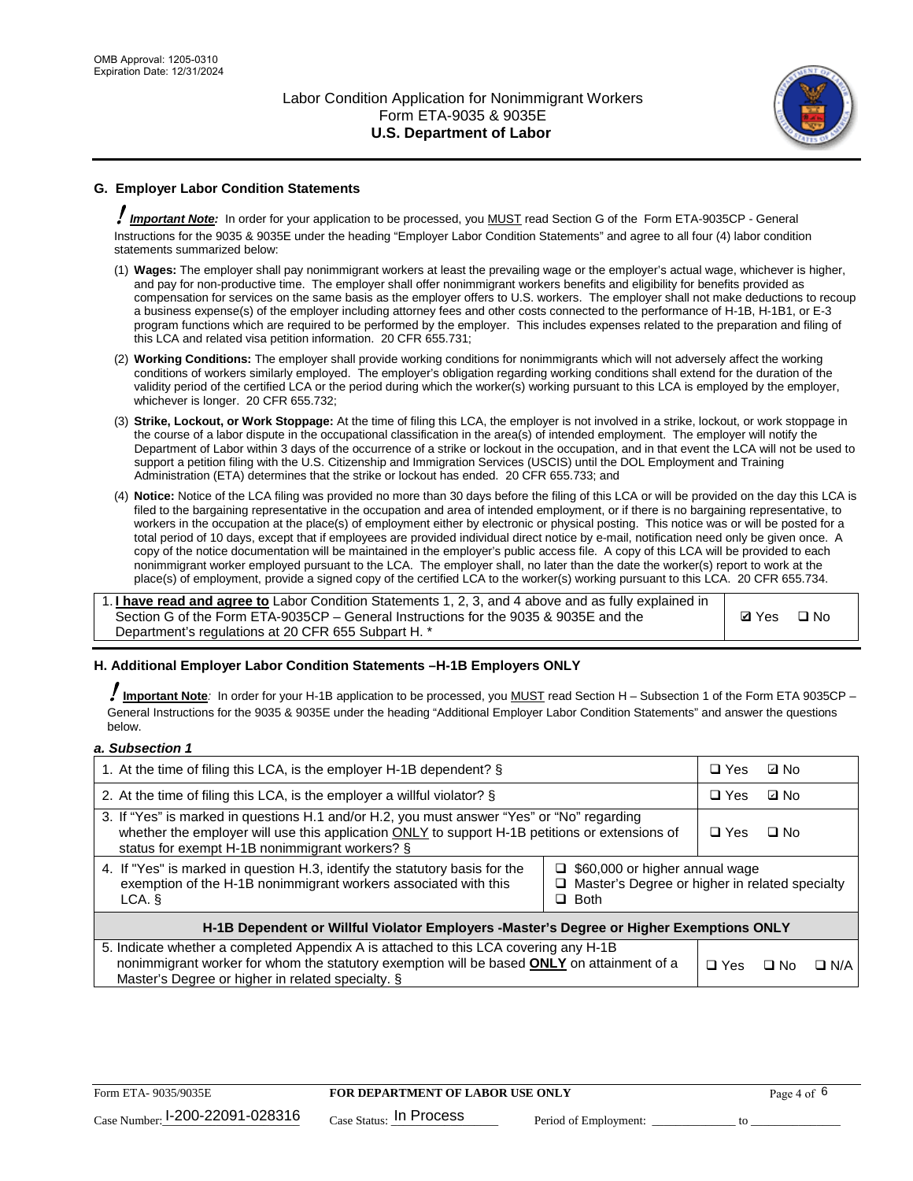## G. Employer Labor Condition Statements

! ***Important Note:*** In order for your application to be processed, you MUST read Section G of the Form ETA-9035CP - General Instructions for the 9035 & 9035E under the heading "Employer Labor Condition Statements" and agree to all four (4) labor condition statements summarized below:

(1) **Wages:** The employer shall pay nonimmigrant workers at least the prevailing wage or the employer's actual wage, whichever is higher, and pay for non-productive time. The employer shall offer nonimmigrant workers benefits and eligibility for benefits provided as compensation for services on the same basis as the employer offers to U.S. workers. The employer shall not make deductions to recoup a business expense(s) of the employer including attorney fees and other costs connected to the performance of H-1B, H-1B1, or E-3 program functions which are required to be performed by the employer. This includes expenses related to the preparation and filing of this LCA and related visa petition information. 20 CFR 655.731;

(2) **Working Conditions:** The employer shall provide working conditions for nonimmigrants which will not adversely affect the working conditions of workers similarly employed. The employer's obligation regarding working conditions shall extend for the duration of the validity period of the certified LCA or the period during which the worker(s) working pursuant to this LCA is employed by the employer, whichever is longer. 20 CFR 655.732;

(3) **Strike, Lockout, or Work Stoppage:** At the time of filing this LCA, the employer is not involved in a strike, lockout, or work stoppage in the course of a labor dispute in the occupational classification in the area(s) of intended employment. The employer will notify the Department of Labor within 3 days of the occurrence of a strike or lockout in the occupation, and in that event the LCA will not be used to support a petition filing with the U.S. Citizenship and Immigration Services (USCIS) until the DOL Employment and Training Administration (ETA) determines that the strike or lockout has ended. 20 CFR 655.733; and

(4) **Notice:** Notice of the LCA filing was provided no more than 30 days before the filing of this LCA or will be provided on the day this LCA is filed to the bargaining representative in the occupation and area of intended employment, or if there is no bargaining representative, to workers in the occupation at the place(s) of employment either by electronic or physical posting. This notice was or will be posted for a total period of 10 days, except that if employees are provided individual direct notice by e-mail, notification need only be given once. A copy of the notice documentation will be maintained in the employer's public access file. A copy of this LCA will be provided to each nonimmigrant worker employed pursuant to the LCA. The employer shall, no later than the date the worker(s) report to work at the place(s) of employment, provide a signed copy of the certified LCA to the worker(s) working pursuant to this LCA. 20 CFR 655.734.

| | |
|---|---|
| 1. **I have read and agree to** Labor Condition Statements 1, 2, 3, and 4 above and as fully explained in Section G of the Form ETA-9035CP – General Instructions for the 9035 & 9035E and the Department's regulations at 20 CFR 655 Subpart H. * | ☑ Yes ☐ No |

## H. Additional Employer Labor Condition Statements –H-1B Employers ONLY

! **Important Note**: In order for your H-1B application to be processed, you MUST read Section H – Subsection 1 of the Form ETA 9035CP – General Instructions for the 9035 & 9035E under the heading "Additional Employer Labor Condition Statements" and answer the questions below.

*a. Subsection 1*

| | | |
|---|---|---|
| 1. At the time of filing this LCA, is the employer H-1B dependent? § | | ☐ Yes ☑ No |
| 2. At the time of filing this LCA, is the employer a willful violator? § | | ☐ Yes ☑ No |
| 3. If "Yes" is marked in questions H.1 and/or H.2, you must answer "Yes" or "No" regarding whether the employer will use this application ONLY to support H-1B petitions or extensions of status for exempt H-1B nonimmigrant workers? § | | ☐ Yes ☐ No |
| 4. If "Yes" is marked in question H.3, identify the statutory basis for the exemption of the H-1B nonimmigrant workers associated with this LCA. § | ☐ $60,000 or higher annual wage<br>☐ Master's Degree or higher in related specialty<br>☐ Both | |
| **H-1B Dependent or Willful Violator Employers -Master's Degree or Higher Exemptions ONLY** | | |
| 5. Indicate whether a completed Appendix A is attached to this LCA covering any H-1B nonimmigrant worker for whom the statutory exemption will be based **ONLY** on attainment of a Master's Degree or higher in related specialty. § | | ☐ Yes ☐ No ☐ N/A |

Form ETA- 9035/9035E | **FOR DEPARTMENT OF LABOR USE ONLY**

Case Number: I-200-22091-028316 Case Status: In Process Period of Employment: _____________ to _______________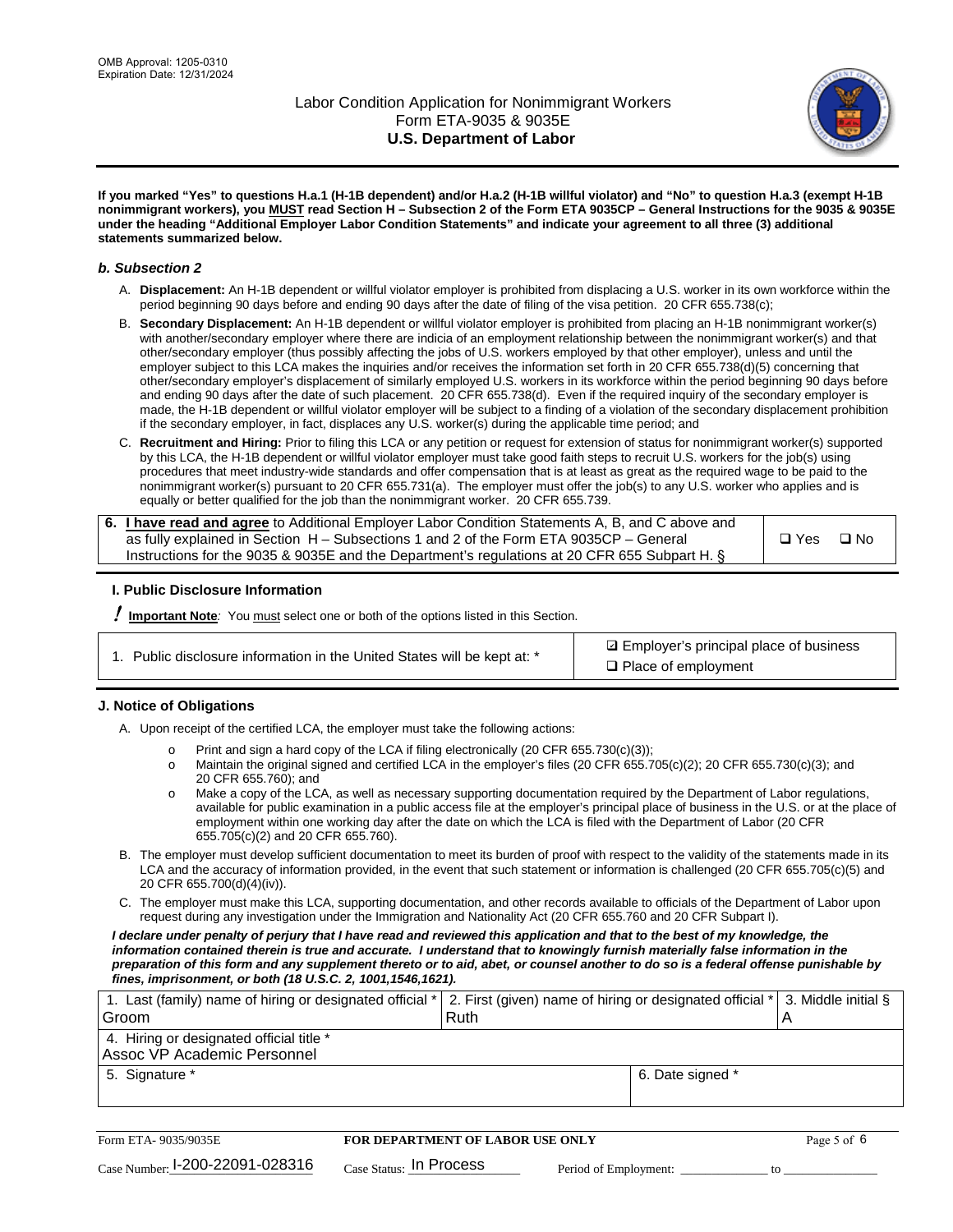**If you marked "Yes" to questions H.a.1 (H-1B dependent) and/or H.a.2 (H-1B willful violator) and "No" to question H.a.3 (exempt H-1B nonimmigrant workers), you MUST read Section H – Subsection 2 of the Form ETA 9035CP – General Instructions for the 9035 & 9035E under the heading "Additional Employer Labor Condition Statements" and indicate your agreement to all three (3) additional statements summarized below.**

### *b. Subsection 2*

A. **Displacement:** An H-1B dependent or willful violator employer is prohibited from displacing a U.S. worker in its own workforce within the period beginning 90 days before and ending 90 days after the date of filing of the visa petition. 20 CFR 655.738(c);

B. **Secondary Displacement:** An H-1B dependent or willful violator employer is prohibited from placing an H-1B nonimmigrant worker(s) with another/secondary employer where there are indicia of an employment relationship between the nonimmigrant worker(s) and that other/secondary employer (thus possibly affecting the jobs of U.S. workers employed by that other employer), unless and until the employer subject to this LCA makes the inquiries and/or receives the information set forth in 20 CFR 655.738(d)(5) concerning that other/secondary employer's displacement of similarly employed U.S. workers in its workforce within the period beginning 90 days before and ending 90 days after the date of such placement. 20 CFR 655.738(d). Even if the required inquiry of the secondary employer is made, the H-1B dependent or willful violator employer will be subject to a finding of a violation of the secondary displacement prohibition if the secondary employer, in fact, displaces any U.S. worker(s) during the applicable time period; and

C. **Recruitment and Hiring:** Prior to filing this LCA or any petition or request for extension of status for nonimmigrant worker(s) supported by this LCA, the H-1B dependent or willful violator employer must take good faith steps to recruit U.S. workers for the job(s) using procedures that meet industry-wide standards and offer compensation that is at least as great as the required wage to be paid to the nonimmigrant worker(s) pursuant to 20 CFR 655.731(a). The employer must offer the job(s) to any U.S. worker who applies and is equally or better qualified for the job than the nonimmigrant worker. 20 CFR 655.739.

| 6. **I have read and agree** to Additional Employer Labor Condition Statements A, B, and C above and as fully explained in Section H – Subsections 1 and 2 of the Form ETA 9035CP – General Instructions for the 9035 & 9035E and the Department's regulations at 20 CFR 655 Subpart H. § | ❑ Yes ❑ No |
|---|---|

### I. Public Disclosure Information

**! Important Note**: You must select one or both of the options listed in this Section.

| 1. Public disclosure information in the United States will be kept at: * | ☑ Employer's principal place of business<br>❑ Place of employment |
|---|---|

### J. Notice of Obligations

A. Upon receipt of the certified LCA, the employer must take the following actions:

- Print and sign a hard copy of the LCA if filing electronically (20 CFR 655.730(c)(3));
- Maintain the original signed and certified LCA in the employer's files (20 CFR 655.705(c)(2); 20 CFR 655.730(c)(3); and 20 CFR 655.760); and
- Make a copy of the LCA, as well as necessary supporting documentation required by the Department of Labor regulations, available for public examination in a public access file at the employer's principal place of business in the U.S. or at the place of employment within one working day after the date on which the LCA is filed with the Department of Labor (20 CFR 655.705(c)(2) and 20 CFR 655.760).

B. The employer must develop sufficient documentation to meet its burden of proof with respect to the validity of the statements made in its LCA and the accuracy of information provided, in the event that such statement or information is challenged (20 CFR 655.705(c)(5) and 20 CFR 655.700(d)(4)(iv)).

C. The employer must make this LCA, supporting documentation, and other records available to officials of the Department of Labor upon request during any investigation under the Immigration and Nationality Act (20 CFR 655.760 and 20 CFR Subpart I).

***I declare under penalty of perjury that I have read and reviewed this application and that to the best of my knowledge, the information contained therein is true and accurate. I understand that to knowingly furnish materially false information in the preparation of this form and any supplement thereto or to aid, abet, or counsel another to do so is a federal offense punishable by fines, imprisonment, or both (18 U.S.C. 2, 1001,1546,1621).***

| 1. Last (family) name of hiring or designated official *<br>Groom | 2. First (given) name of hiring or designated official *<br>Ruth | 3. Middle initial §<br>A |
|---|---|---|
| 4. Hiring or designated official title *<br>Assoc VP Academic Personnel | | |
| 5. Signature * | 6. Date signed * | |

Form ETA- 9035/9035E — **FOR DEPARTMENT OF LABOR USE ONLY**

Case Number: I-200-22091-028316 Case Status: In Process Period of Employment: _____________ to _____________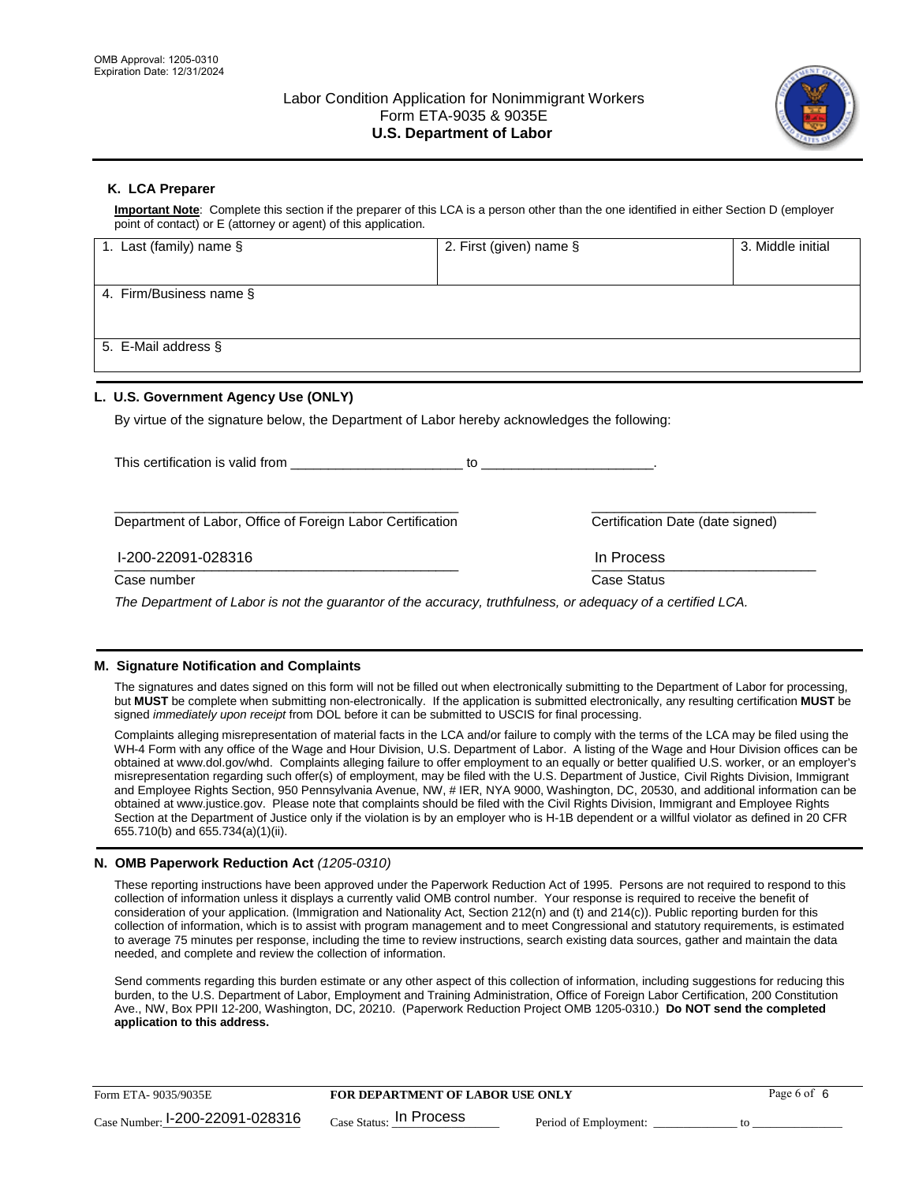OMB Approval: 1205-0310
Expiration Date: 12/31/2024

Labor Condition Application for Nonimmigrant Workers
Form ETA-9035 & 9035E
**U.S. Department of Labor**

### K. LCA Preparer

**Important Note**: Complete this section if the preparer of this LCA is a person other than the one identified in either Section D (employer point of contact) or E (attorney or agent) of this application.

| 1. Last (family) name § | 2. First (given) name § | 3. Middle initial |
|---|---|---|
| 4. Firm/Business name § | | |
| 5. E-Mail address § | | |

### L. U.S. Government Agency Use (ONLY)

By virtue of the signature below, the Department of Labor hereby acknowledges the following:

This certification is valid from _______________________ to _______________________.

_______________________________________________ Department of Labor, Office of Foreign Labor Certification

_______________________________ Certification Date (date signed)

I-200-22091-028316
Case number

In Process
Case Status

*The Department of Labor is not the guarantor of the accuracy, truthfulness, or adequacy of a certified LCA.*

### M. Signature Notification and Complaints

The signatures and dates signed on this form will not be filled out when electronically submitting to the Department of Labor for processing, but **MUST** be complete when submitting non-electronically. If the application is submitted electronically, any resulting certification **MUST** be signed *immediately upon receipt* from DOL before it can be submitted to USCIS for final processing.

Complaints alleging misrepresentation of material facts in the LCA and/or failure to comply with the terms of the LCA may be filed using the WH-4 Form with any office of the Wage and Hour Division, U.S. Department of Labor. A listing of the Wage and Hour Division offices can be obtained at www.dol.gov/whd. Complaints alleging failure to offer employment to an equally or better qualified U.S. worker, or an employer's misrepresentation regarding such offer(s) of employment, may be filed with the U.S. Department of Justice, Civil Rights Division, Immigrant and Employee Rights Section, 950 Pennsylvania Avenue, NW, # IER, NYA 9000, Washington, DC, 20530, and additional information can be obtained at www.justice.gov. Please note that complaints should be filed with the Civil Rights Division, Immigrant and Employee Rights Section at the Department of Justice only if the violation is by an employer who is H-1B dependent or a willful violator as defined in 20 CFR 655.710(b) and 655.734(a)(1)(ii).

### N. OMB Paperwork Reduction Act *(1205-0310)*

These reporting instructions have been approved under the Paperwork Reduction Act of 1995. Persons are not required to respond to this collection of information unless it displays a currently valid OMB control number. Your response is required to receive the benefit of consideration of your application. (Immigration and Nationality Act, Section 212(n) and (t) and 214(c)). Public reporting burden for this collection of information, which is to assist with program management and to meet Congressional and statutory requirements, is estimated to average 75 minutes per response, including the time to review instructions, search existing data sources, gather and maintain the data needed, and complete and review the collection of information.

Send comments regarding this burden estimate or any other aspect of this collection of information, including suggestions for reducing this burden, to the U.S. Department of Labor, Employment and Training Administration, Office of Foreign Labor Certification, 200 Constitution Ave., NW, Box PPII 12-200, Washington, DC, 20210. (Paperwork Reduction Project OMB 1205-0310.) **Do NOT send the completed application to this address.**

Form ETA- 9035/9035E | **FOR DEPARTMENT OF LABOR USE ONLY**

Case Number: I-200-22091-028316 | Case Status: In Process | Period of Employment: _____________ to _______________